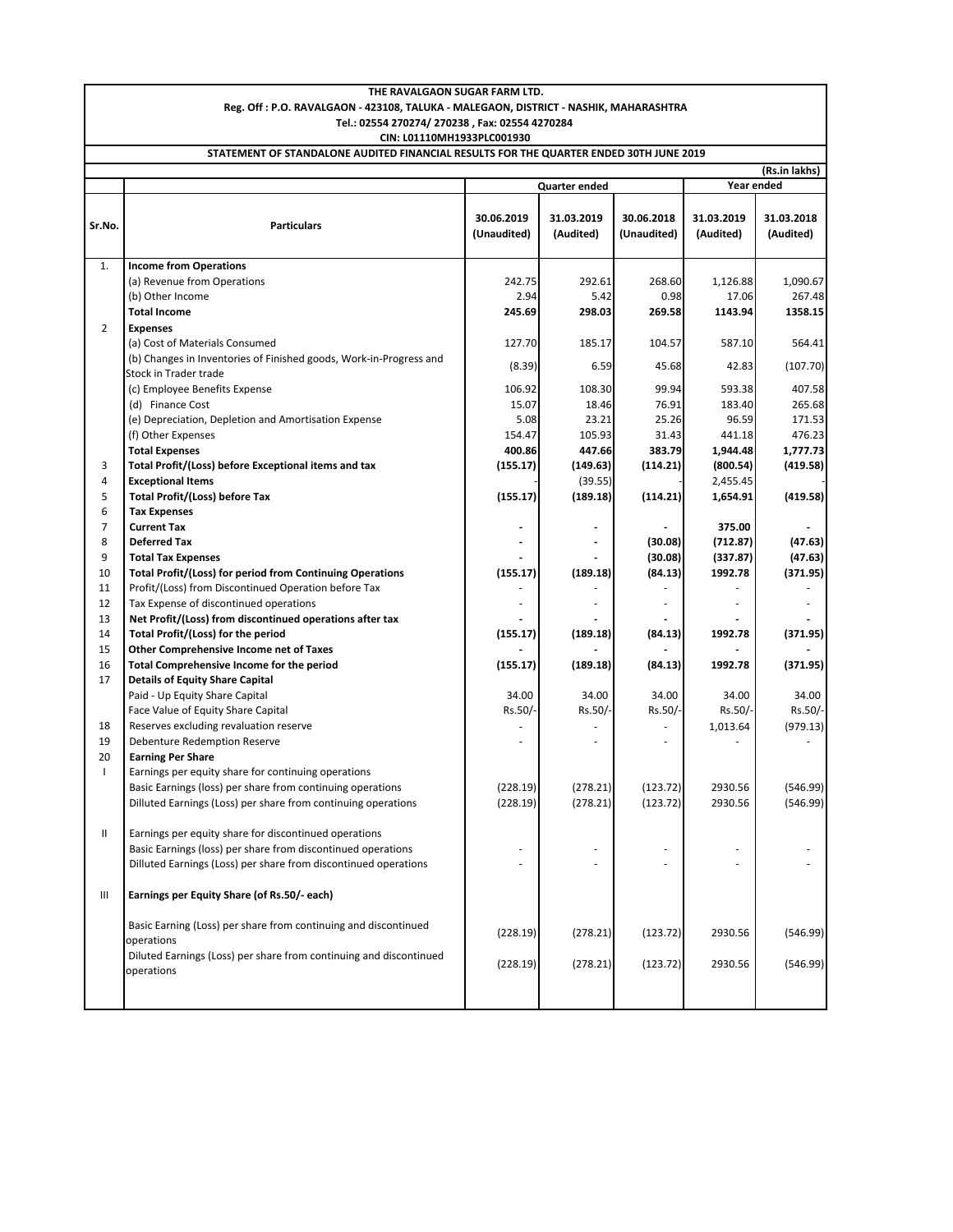**THE RAVALGAON SUGAR FARM LTD.**

**Reg. Off : P.O. RAVALGAON - 423108, TALUKA - MALEGAON, DISTRICT - NASHIK, MAHARASHTRA**

**Tel.: 02554 270274/ 270238 , Fax: 02554 4270284**

**CIN: L01110MH1933PLC001930**

**STATEMENT OF STANDALONE AUDITED FINANCIAL RESULTS FOR THE QUARTER ENDED 30TH JUNE 2019**

**(Rs.in lakhs)**

| Sr.No. | Particulars | Quarter ended | | | Year ended | |
|---|---|---|---|---|---|---|
| | | 30.06.2019 (Unaudited) | 31.03.2019 (Audited) | 30.06.2018 (Unaudited) | 31.03.2019 (Audited) | 31.03.2018 (Audited) |
| 1. | **Income from Operations** | | | | | |
| | (a) Revenue from Operations | 242.75 | 292.61 | 268.60 | 1,126.88 | 1,090.67 |
| | (b) Other Income | 2.94 | 5.42 | 0.98 | 17.06 | 267.48 |
| | **Total Income** | **245.69** | **298.03** | **269.58** | **1143.94** | **1358.15** |
| 2 | **Expenses** | | | | | |
| | (a) Cost of Materials Consumed | 127.70 | 185.17 | 104.57 | 587.10 | 564.41 |
| | (b) Changes in Inventories of Finished goods, Work-in-Progress and Stock in Trader trade | (8.39) | 6.59 | 45.68 | 42.83 | (107.70) |
| | (c) Employee Benefits Expense | 106.92 | 108.30 | 99.94 | 593.38 | 407.58 |
| | (d) Finance Cost | 15.07 | 18.46 | 76.91 | 183.40 | 265.68 |
| | (e) Depreciation, Depletion and Amortisation Expense | 5.08 | 23.21 | 25.26 | 96.59 | 171.53 |
| | (f) Other Expenses | 154.47 | 105.93 | 31.43 | 441.18 | 476.23 |
| | **Total Expenses** | **400.86** | **447.66** | **383.79** | **1,944.48** | **1,777.73** |
| 3 | **Total Profit/(Loss) before Exceptional items and tax** | **(155.17)** | **(149.63)** | **(114.21)** | **(800.54)** | **(419.58)** |
| 4 | **Exceptional Items** | - | (39.55) | - | 2,455.45 | - |
| 5 | **Total Profit/(Loss) before Tax** | **(155.17)** | **(189.18)** | **(114.21)** | **1,654.91** | **(419.58)** |
| 6 | **Tax Expenses** | | | | | |
| 7 | **Current Tax** | - | - | - | **375.00** | - |
| 8 | **Deferred Tax** | - | - | **(30.08)** | **(712.87)** | **(47.63)** |
| 9 | **Total Tax Expenses** | - | - | **(30.08)** | **(337.87)** | **(47.63)** |
| 10 | **Total Profit/(Loss) for period from Continuing Operations** | **(155.17)** | **(189.18)** | **(84.13)** | **1992.78** | **(371.95)** |
| 11 | Profit/(Loss) from Discontinued Operation before Tax | - | - | - | - | - |
| 12 | Tax Expense of discontinued operations | - | - | - | - | - |
| 13 | **Net Profit/(Loss) from discontinued operations after tax** | - | - | - | - | - |
| 14 | **Total Profit/(Loss) for the period** | **(155.17)** | **(189.18)** | **(84.13)** | **1992.78** | **(371.95)** |
| 15 | **Other Comprehensive Income net of Taxes** | - | - | - | - | - |
| 16 | **Total Comprehensive Income for the period** | **(155.17)** | **(189.18)** | **(84.13)** | **1992.78** | **(371.95)** |
| 17 | **Details of Equity Share Capital** | | | | | |
| | Paid - Up Equity Share Capital | 34.00 | 34.00 | 34.00 | 34.00 | 34.00 |
| | Face Value of Equity Share Capital | Rs.50/- | Rs.50/- | Rs.50/- | Rs.50/- | Rs.50/- |
| 18 | Reserves excluding revaluation reserve | - | - | - | 1,013.64 | (979.13) |
| 19 | Debenture Redemption Reserve | - | - | - | - | - |
| 20 | **Earning Per Share** | | | | | |
| I | Earnings per equity share for continuing operations | | | | | |
| | Basic Earnings (loss) per share from continuing operations | (228.19) | (278.21) | (123.72) | 2930.56 | (546.99) |
| | Dilluted Earnings (Loss) per share from continuing operations | (228.19) | (278.21) | (123.72) | 2930.56 | (546.99) |
| II | Earnings per equity share for discontinued operations | | | | | |
| | Basic Earnings (loss) per share from discontinued operations | - | - | - | - | - |
| | Dilluted Earnings (Loss) per share from discontinued operations | - | - | - | - | - |
| III | **Earnings per Equity Share (of Rs.50/- each)** | | | | | |
| | Basic Earning (Loss) per share from continuing and discontinued operations | (228.19) | (278.21) | (123.72) | 2930.56 | (546.99) |
| | Diluted Earnings (Loss) per share from continuing and discontinued operations | (228.19) | (278.21) | (123.72) | 2930.56 | (546.99) |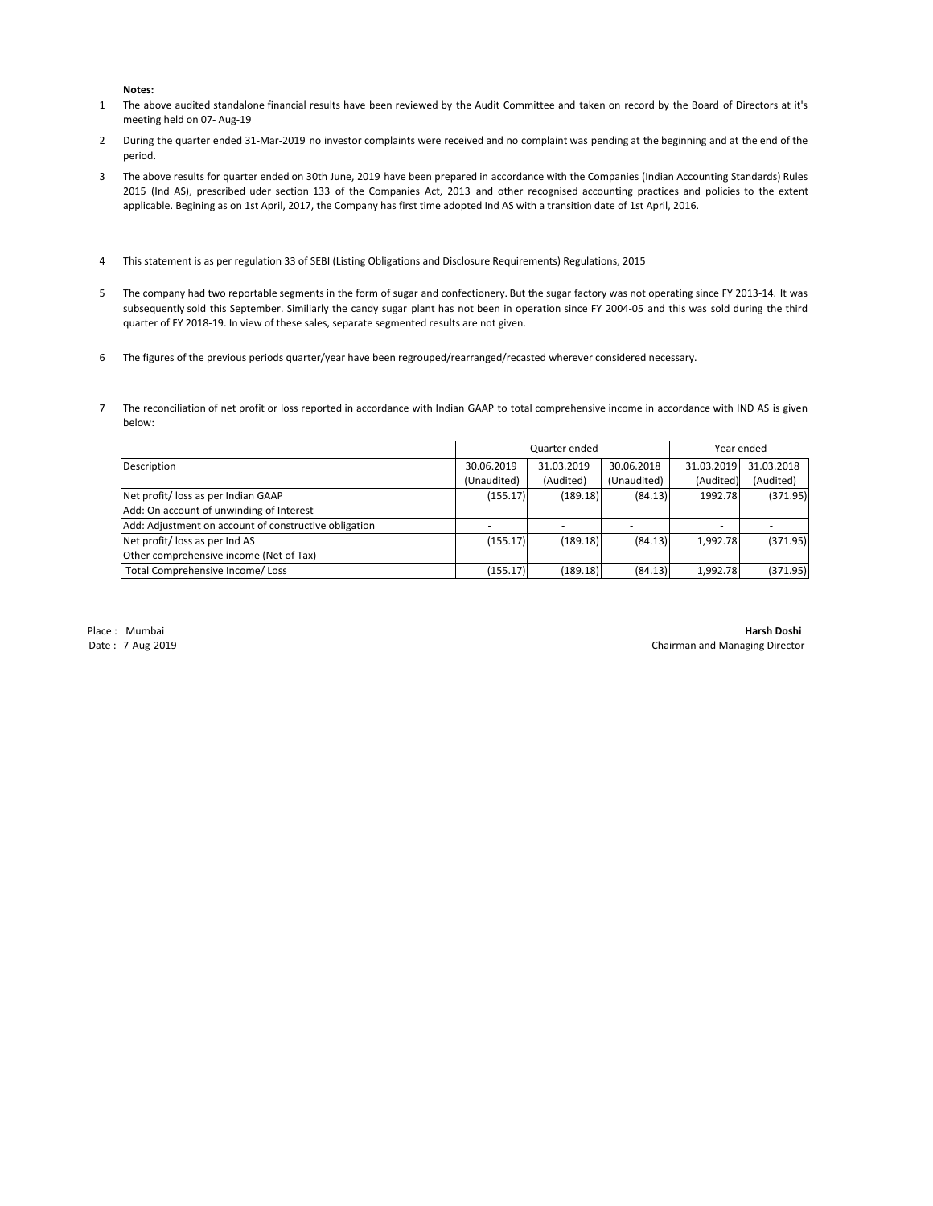**Notes:**

1. The above audited standalone financial results have been reviewed by the Audit Committee and taken on record by the Board of Directors at it's meeting held on 07- Aug-19
2. During the quarter ended 31-Mar-2019 no investor complaints were received and no complaint was pending at the beginning and at the end of the period.
3. The above results for quarter ended on 30th June, 2019 have been prepared in accordance with the Companies (Indian Accounting Standards) Rules 2015 (Ind AS), prescribed uder section 133 of the Companies Act, 2013 and other recognised accounting practices and policies to the extent applicable. Begining as on 1st April, 2017, the Company has first time adopted Ind AS with a transition date of 1st April, 2016.
4. This statement is as per regulation 33 of SEBI (Listing Obligations and Disclosure Requirements) Regulations, 2015
5. The company had two reportable segments in the form of sugar and confectionery. But the sugar factory was not operating since FY 2013-14. It was subsequently sold this September. Similiarly the candy sugar plant has not been in operation since FY 2004-05 and this was sold during the third quarter of FY 2018-19. In view of these sales, separate segmented results are not given.
6. The figures of the previous periods quarter/year have been regrouped/rearranged/recasted wherever considered necessary.
7. The reconciliation of net profit or loss reported in accordance with Indian GAAP to total comprehensive income in accordance with IND AS is given below:

| | Quarter ended | | | Year ended | |
|---|---|---|---|---|---|
| Description | 30.06.2019 (Unaudited) | 31.03.2019 (Audited) | 30.06.2018 (Unaudited) | 31.03.2019 (Audited) | 31.03.2018 (Audited) |
| Net profit/ loss as per Indian GAAP | (155.17) | (189.18) | (84.13) | 1992.78 | (371.95) |
| Add: On account of unwinding of Interest | - | - | - | - | - |
| Add: Adjustment on account of constructive obligation | - | - | - | - | - |
| Net profit/ loss as per Ind AS | (155.17) | (189.18) | (84.13) | 1,992.78 | (371.95) |
| Other comprehensive income (Net of Tax) | - | - | - | - | - |
| Total Comprehensive Income/ Loss | (155.17) | (189.18) | (84.13) | 1,992.78 | (371.95) |

Place : Mumbai
Date : 7-Aug-2019

**Harsh Doshi**
Chairman and Managing Director